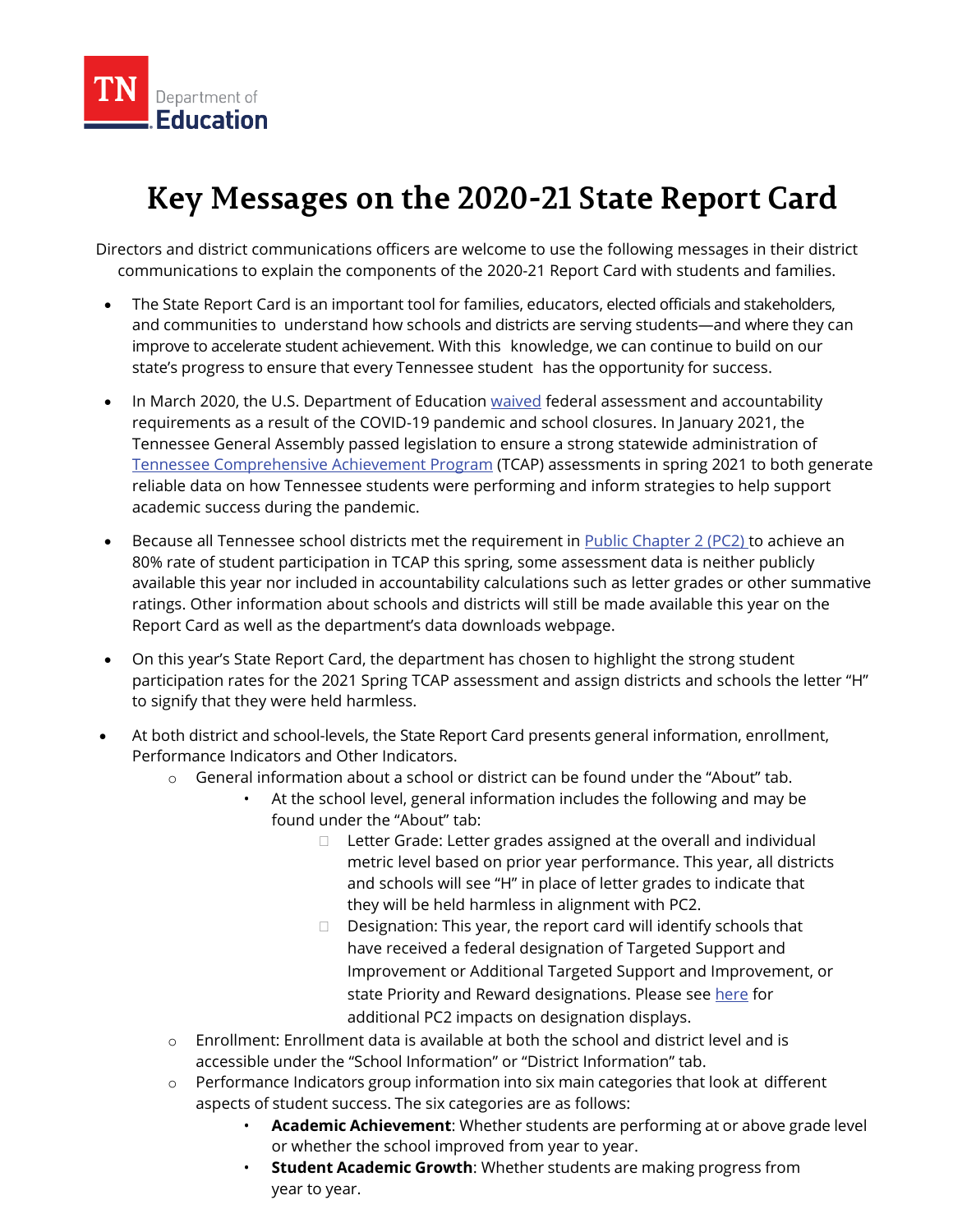TN Department of Education

# Key Messages on the 2020-21 State Report Card

Directors and district communications officers are welcome to use the following messages in their district communications to explain the components of the 2020-21 Report Card with students and families.

- The State Report Card is an important tool for families, educators, elected officials and stakeholders, and communities to understand how schools and districts are serving students—and where they can improve to accelerate student achievement. With this knowledge, we can continue to build on our state's progress to ensure that every Tennessee student has the opportunity for success.

- In March 2020, the U.S. Department of Education waived federal assessment and accountability requirements as a result of the COVID-19 pandemic and school closures. In January 2021, the Tennessee General Assembly passed legislation to ensure a strong statewide administration of Tennessee Comprehensive Achievement Program (TCAP) assessments in spring 2021 to both generate reliable data on how Tennessee students were performing and inform strategies to help support academic success during the pandemic.

- Because all Tennessee school districts met the requirement in Public Chapter 2 (PC2) to achieve an 80% rate of student participation in TCAP this spring, some assessment data is neither publicly available this year nor included in accountability calculations such as letter grades or other summative ratings. Other information about schools and districts will still be made available this year on the Report Card as well as the department's data downloads webpage.

- On this year's State Report Card, the department has chosen to highlight the strong student participation rates for the 2021 Spring TCAP assessment and assign districts and schools the letter "H" to signify that they were held harmless.

- At both district and school-levels, the State Report Card presents general information, enrollment, Performance Indicators and Other Indicators.
  - General information about a school or district can be found under the "About" tab.
    - At the school level, general information includes the following and may be found under the "About" tab:
      - Letter Grade: Letter grades assigned at the overall and individual metric level based on prior year performance. This year, all districts and schools will see "H" in place of letter grades to indicate that they will be held harmless in alignment with PC2.
      - Designation: This year, the report card will identify schools that have received a federal designation of Targeted Support and Improvement or Additional Targeted Support and Improvement, or state Priority and Reward designations. Please see here for additional PC2 impacts on designation displays.
  - Enrollment: Enrollment data is available at both the school and district level and is accessible under the "School Information" or "District Information" tab.
  - Performance Indicators group information into six main categories that look at different aspects of student success. The six categories are as follows:
    - **Academic Achievement**: Whether students are performing at or above grade level or whether the school improved from year to year.
    - **Student Academic Growth**: Whether students are making progress from year to year.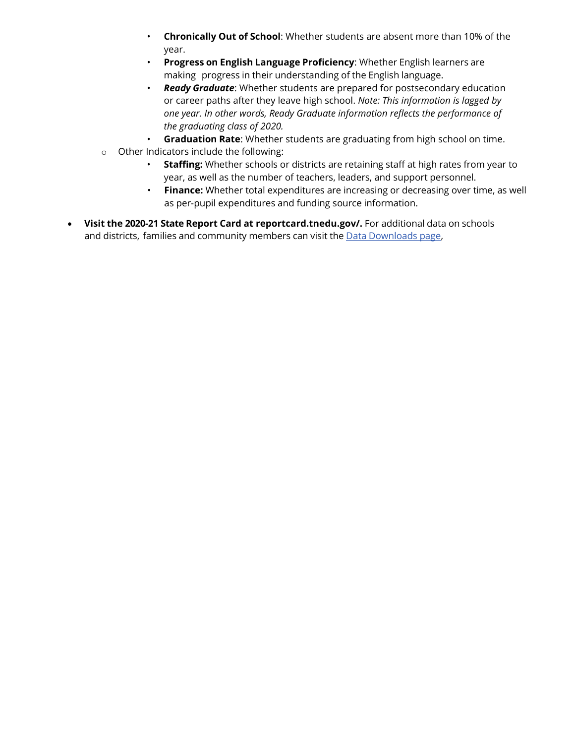- **Chronically Out of School**: Whether students are absent more than 10% of the year.
    - **Progress on English Language Proficiency**: Whether English learners are making progress in their understanding of the English language.
    - ***Ready Graduate***: Whether students are prepared for postsecondary education or career paths after they leave high school. *Note: This information is lagged by one year. In other words, Ready Graduate information reflects the performance of the graduating class of 2020.*
    - **Graduation Rate**: Whether students are graduating from high school on time.
  - Other Indicators include the following:
    - **Staffing:** Whether schools or districts are retaining staff at high rates from year to year, as well as the number of teachers, leaders, and support personnel.
    - **Finance:** Whether total expenditures are increasing or decreasing over time, as well as per-pupil expenditures and funding source information.

- **Visit the 2020-21 State Report Card at reportcard.tnedu.gov/.** For additional data on schools and districts, families and community members can visit the [Data Downloads page](),